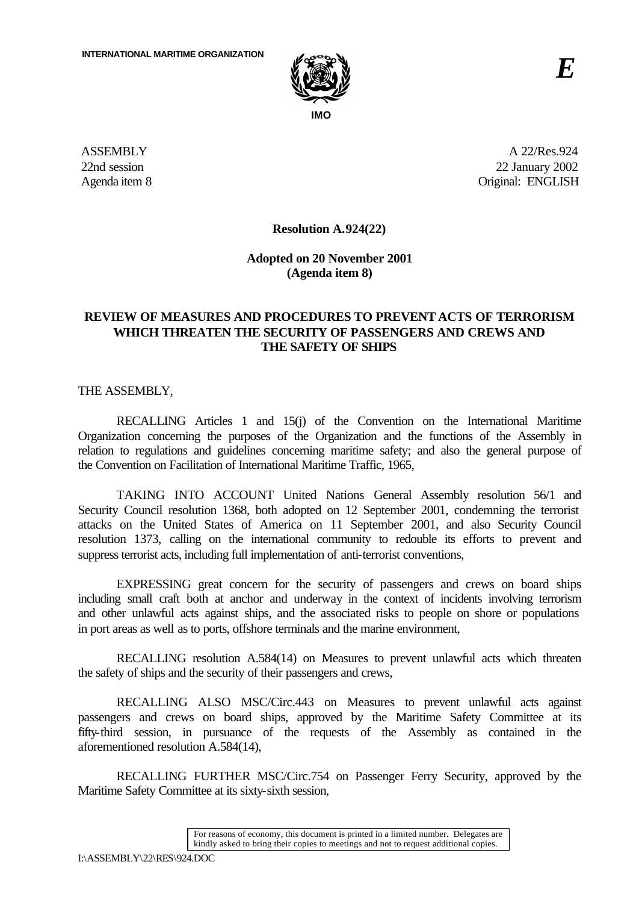INTERNATIONAL MARITIME ORGANIZATION

IMO

*E*

ASSEMBLY
22nd session
Agenda item 8

A 22/Res.924
22 January 2002
Original: ENGLISH

**Resolution A.924(22)**

**Adopted on 20 November 2001**
**(Agenda item 8)**

**REVIEW OF MEASURES AND PROCEDURES TO PREVENT ACTS OF TERRORISM WHICH THREATEN THE SECURITY OF PASSENGERS AND CREWS AND THE SAFETY OF SHIPS**

THE ASSEMBLY,

RECALLING Articles 1 and 15(j) of the Convention on the International Maritime Organization concerning the purposes of the Organization and the functions of the Assembly in relation to regulations and guidelines concerning maritime safety; and also the general purpose of the Convention on Facilitation of International Maritime Traffic, 1965,

TAKING INTO ACCOUNT United Nations General Assembly resolution 56/1 and Security Council resolution 1368, both adopted on 12 September 2001, condemning the terrorist attacks on the United States of America on 11 September 2001, and also Security Council resolution 1373, calling on the international community to redouble its efforts to prevent and suppress terrorist acts, including full implementation of anti-terrorist conventions,

EXPRESSING great concern for the security of passengers and crews on board ships including small craft both at anchor and underway in the context of incidents involving terrorism and other unlawful acts against ships, and the associated risks to people on shore or populations in port areas as well as to ports, offshore terminals and the marine environment,

RECALLING resolution A.584(14) on Measures to prevent unlawful acts which threaten the safety of ships and the security of their passengers and crews,

RECALLING ALSO MSC/Circ.443 on Measures to prevent unlawful acts against passengers and crews on board ships, approved by the Maritime Safety Committee at its fifty-third session, in pursuance of the requests of the Assembly as contained in the aforementioned resolution A.584(14),

RECALLING FURTHER MSC/Circ.754 on Passenger Ferry Security, approved by the Maritime Safety Committee at its sixty-sixth session,

For reasons of economy, this document is printed in a limited number. Delegates are kindly asked to bring their copies to meetings and not to request additional copies.

I:\ASSEMBLY\22\RES\924.DOC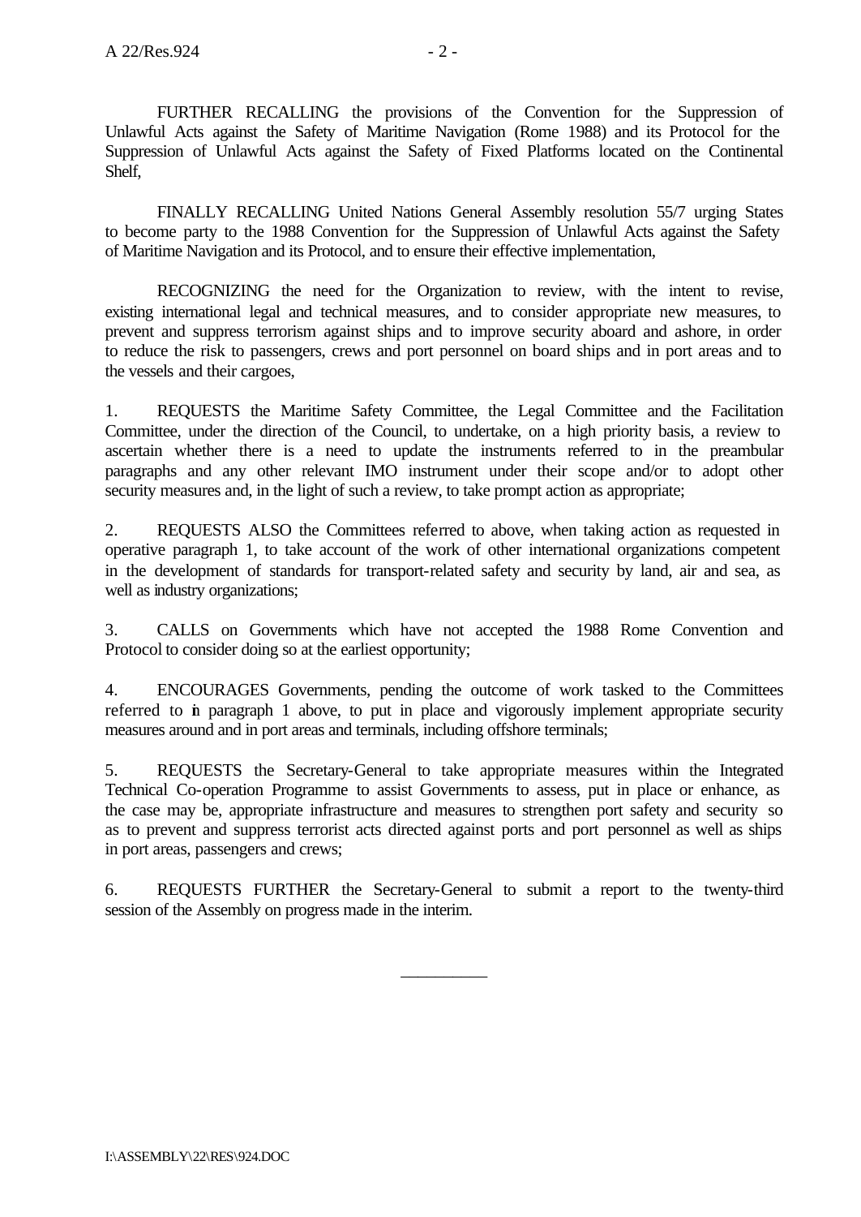FURTHER RECALLING the provisions of the Convention for the Suppression of Unlawful Acts against the Safety of Maritime Navigation (Rome 1988) and its Protocol for the Suppression of Unlawful Acts against the Safety of Fixed Platforms located on the Continental Shelf,

FINALLY RECALLING United Nations General Assembly resolution 55/7 urging States to become party to the 1988 Convention for the Suppression of Unlawful Acts against the Safety of Maritime Navigation and its Protocol, and to ensure their effective implementation,

RECOGNIZING the need for the Organization to review, with the intent to revise, existing international legal and technical measures, and to consider appropriate new measures, to prevent and suppress terrorism against ships and to improve security aboard and ashore, in order to reduce the risk to passengers, crews and port personnel on board ships and in port areas and to the vessels and their cargoes,

1. REQUESTS the Maritime Safety Committee, the Legal Committee and the Facilitation Committee, under the direction of the Council, to undertake, on a high priority basis, a review to ascertain whether there is a need to update the instruments referred to in the preambular paragraphs and any other relevant IMO instrument under their scope and/or to adopt other security measures and, in the light of such a review, to take prompt action as appropriate;

2. REQUESTS ALSO the Committees referred to above, when taking action as requested in operative paragraph 1, to take account of the work of other international organizations competent in the development of standards for transport-related safety and security by land, air and sea, as well as industry organizations;

3. CALLS on Governments which have not accepted the 1988 Rome Convention and Protocol to consider doing so at the earliest opportunity;

4. ENCOURAGES Governments, pending the outcome of work tasked to the Committees referred to in paragraph 1 above, to put in place and vigorously implement appropriate security measures around and in port areas and terminals, including offshore terminals;

5. REQUESTS the Secretary-General to take appropriate measures within the Integrated Technical Co-operation Programme to assist Governments to assess, put in place or enhance, as the case may be, appropriate infrastructure and measures to strengthen port safety and security so as to prevent and suppress terrorist acts directed against ports and port personnel as well as ships in port areas, passengers and crews;

6. REQUESTS FURTHER the Secretary-General to submit a report to the twenty-third session of the Assembly on progress made in the interim.

___________